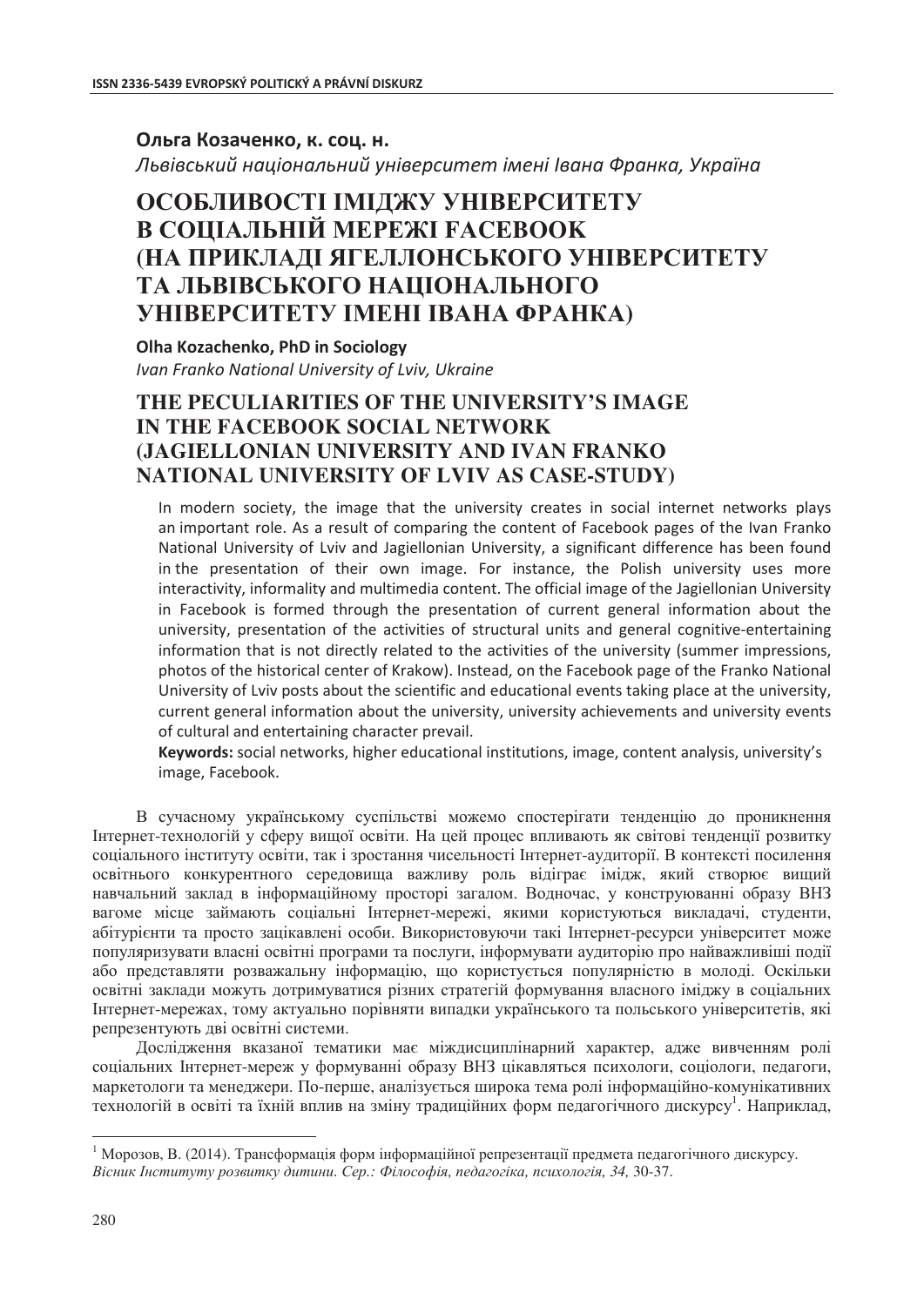**Ольга Козаченко, к. соц. н.**

*Львівський національний університет імені Івана Франка, Україна*

# ОСОБЛИВОСТІ ІМІДЖУ УНІВЕРСИТЕТУ В СОЦІАЛЬНІЙ МЕРЕЖІ FACEBOOK (НА ПРИКЛАДІ ЯГЕЛЛОНСЬКОГО УНІВЕРСИТЕТУ ТА ЛЬВІВСЬКОГО НАЦІОНАЛЬНОГО УНІВЕРСИТЕТУ ІМЕНІ ІВАНА ФРАНКА)

**Olha Kozachenko, PhD in Sociology**

*Ivan Franko National University of Lviv, Ukraine*

# THE PECULIARITIES OF THE UNIVERSITY'S IMAGE IN THE FACEBOOK SOCIAL NETWORK (JAGIELLONIAN UNIVERSITY AND IVAN FRANKO NATIONAL UNIVERSITY OF LVIV AS CASE-STUDY)

In modern society, the image that the university creates in social internet networks plays an important role. As a result of comparing the content of Facebook pages of the Ivan Franko National University of Lviv and Jagiellonian University, a significant difference has been found in the presentation of their own image. For instance, the Polish university uses more interactivity, informality and multimedia content. The official image of the Jagiellonian University in Facebook is formed through the presentation of current general information about the university, presentation of the activities of structural units and general cognitive-entertaining information that is not directly related to the activities of the university (summer impressions, photos of the historical center of Krakow). Instead, on the Facebook page of the Franko National University of Lviv posts about the scientific and educational events taking place at the university, current general information about the university, university achievements and university events of cultural and entertaining character prevail.

**Keywords:** social networks, higher educational institutions, image, content analysis, university's image, Facebook.

В сучасному українському суспільстві можемо спостерігати тенденцію до проникнення Інтернет-технологій у сферу вищої освіти. На цей процес впливають як світові тенденції розвитку соціального інституту освіти, так і зростання чисельності Інтернет-аудиторії. В контексті посилення освітнього конкурентного середовища важливу роль відіграє імідж, який створює вищий навчальний заклад в інформаційному просторі загалом. Водночас, у конструюванні образу ВНЗ вагоме місце займають соціальні Інтернет-мережі, якими користуються викладачі, студенти, абітурієнти та просто зацікавлені особи. Використовуючи такі Інтернет-ресурси університет може популяризувати власні освітні програми та послуги, інформувати аудиторію про найважливіші події або представляти розважальну інформацію, що користується популярністю в молоді. Оскільки освітні заклади можуть дотримуватися різних стратегій формування власного іміджу в соціальних Інтернет-мережах, тому актуально порівняти випадки українського та польського університетів, які репрезентують дві освітні системи.

Дослідження вказаної тематики має міждисциплінарний характер, адже вивченням ролі соціальних Інтернет-мереж у формуванні образу ВНЗ цікавляться психологи, соціологи, педагоги, маркетологи та менеджери. По-перше, аналізується широка тема ролі інформаційно-комунікативних технологій в освіті та їхній вплив на зміну традиційних форм педагогічного дискурсу[1]. Наприклад,

---

[1] Морозов, В. (2014). Трансформація форм інформаційної репрезентації предмета педагогічного дискурсу. *Вісник Інституту розвитку дитини. Сер.: Філософія, педагогіка, психологія, 34,* 30-37.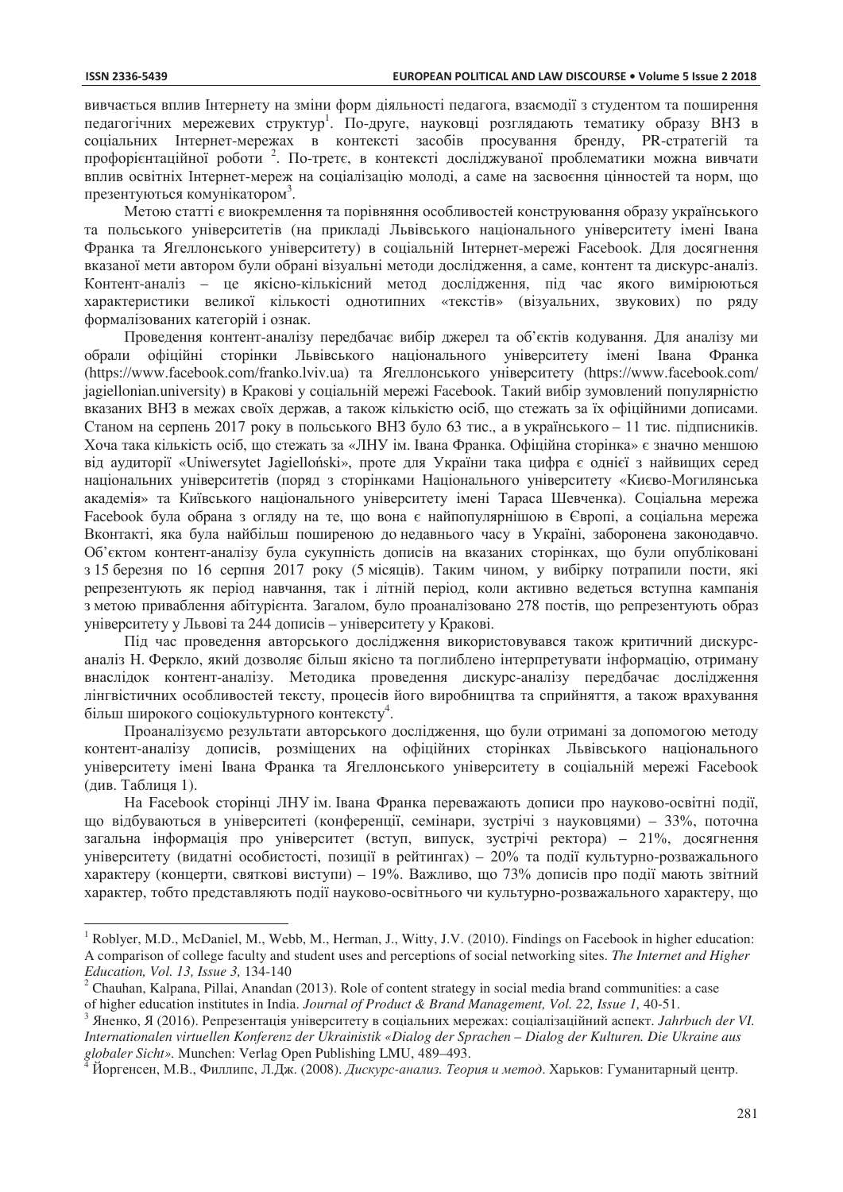вивчається вплив Інтернету на зміни форм діяльності педагога, взаємодії з студентом та поширення педагогічних мережевих структур[1]. По-друге, науковці розглядають тематику образу ВНЗ в соціальних Інтернет-мережах в контексті засобів просування бренду, PR-стратегій та профорієнтаційної роботи [2]. По-третє, в контексті досліджуваної проблематики можна вивчати вплив освітніх Інтернет-мереж на соціалізацію молоді, а саме на засвоєння цінностей та норм, що презентуються комунікатором[3].

Метою статті є виокремлення та порівняння особливостей конструювання образу українського та польського університетів (на прикладі Львівського національного університету імені Івана Франка та Ягеллонського університету) в соціальній Інтернет-мережі Facebook. Для досягнення вказаної мети автором були обрані візуальні методи дослідження, а саме, контент та дискурс-аналіз. Контент-аналіз – це якісно-кількісний метод дослідження, під час якого вимірюються характеристики великої кількості однотипних «текстів» (візуальних, звукових) по ряду формалізованих категорій і ознак.

Проведення контент-аналізу передбачає вибір джерел та об'єктів кодування. Для аналізу ми обрали офіційні сторінки Львівського національного університету імені Івана Франка (https://www.facebook.com/franko.lviv.ua) та Ягеллонського університету (https://www.facebook.com/jagiellonian.university) в Кракові у соціальній мережі Facebook. Такий вибір зумовлений популярністю вказаних ВНЗ в межах своїх держав, а також кількістю осіб, що стежать за їх офіційними дописами. Станом на серпень 2017 року в польського ВНЗ було 63 тис., а в українського – 11 тис. підписників. Хоча така кількість осіб, що стежать за «ЛНУ ім. Івана Франка. Офіційна сторінка» є значно меншою від аудиторії «Uniwersytet Jagielloński», проте для України така цифра є однією з найвищих серед національних університетів (поряд з сторінками Національного університету «Києво-Могилянська академія» та Київського національного університету імені Тараса Шевченка). Соціальна мережа Facebook була обрана з огляду на те, що вона є найпопулярнішою в Європі, а соціальна мережа Вконтакті, яка була найбільш поширеною до недавнього часу в Україні, заборонена законодавчо. Об'єктом контент-аналізу була сукупність дописів на вказаних сторінках, що були опубліковані з 15 березня по 16 серпня 2017 року (5 місяців). Таким чином, у вибірку потрапили пости, які репрезентують як період навчання, так і літній період, коли активно ведеться вступна кампанія з метою приваблення абітурієнта. Загалом, було проаналізовано 278 постів, що репрезентують образ університету у Львові та 244 дописів – університету у Кракові.

Під час проведення авторського дослідження використовувався також критичний дискурс-аналіз Н. Феркло, який дозволяє більш якісно та поглиблено інтерпретувати інформацію, отриману внаслідок контент-аналізу. Методика проведення дискурс-аналізу передбачає дослідження лінгвістичних особливостей тексту, процесів його виробництва та сприйняття, а також врахування більш широкого соціокультурного контексту[4].

Проаналізуємо результати авторського дослідження, що були отримані за допомогою методу контент-аналізу дописів, розміщених на офіційних сторінках Львівського національного університету імені Івана Франка та Ягеллонського університету в соціальній мережі Facebook (див. Таблиця 1).

На Facebook сторінці ЛНУ ім. Івана Франка переважають дописи про науково-освітні події, що відбуваються в університеті (конференції, семінари, зустрічі з науковцями) – 33%, поточна загальна інформація про університет (вступ, випуск, зустрічі ректора) – 21%, досягнення університету (видатні особистості, позиції в рейтингах) – 20% та події культурно-розважального характеру (концерти, святкові виступи) – 19%. Важливо, що 73% дописів про події мають звітний характер, тобто представляють події науково-освітнього чи культурно-розважального характеру, що

---

[1] Roblyer, M.D., McDaniel, M., Webb, M., Herman, J., Witty, J.V. (2010). Findings on Facebook in higher education: A comparison of college faculty and student uses and perceptions of social networking sites. *The Internet and Higher Education, Vol. 13, Issue 3,* 134-140

[2] Chauhan, Kalpana, Pillai, Anandan (2013). Role of content strategy in social media brand communities: a case of higher education institutes in India. *Journal of Product & Brand Management, Vol. 22, Issue 1,* 40-51.

[3] Яненко, Я (2016). Репрезентація університету в соціальних мережах: соціалізаційний аспект. *Jahrbuch der VI. Internationalen virtuellen Konferenz der Ukrainistik «Dialog der Sprachen – Dialog der Kulturen. Die Ukraine aus globaler Sicht».* Munchen: Verlag Open Publishing LMU, 489–493.

[4] Йоргенсен, М.В., Филлипс, Л.Дж. (2008). *Дискурс-анализ. Теория и метод*. Харьков: Гуманитарный центр.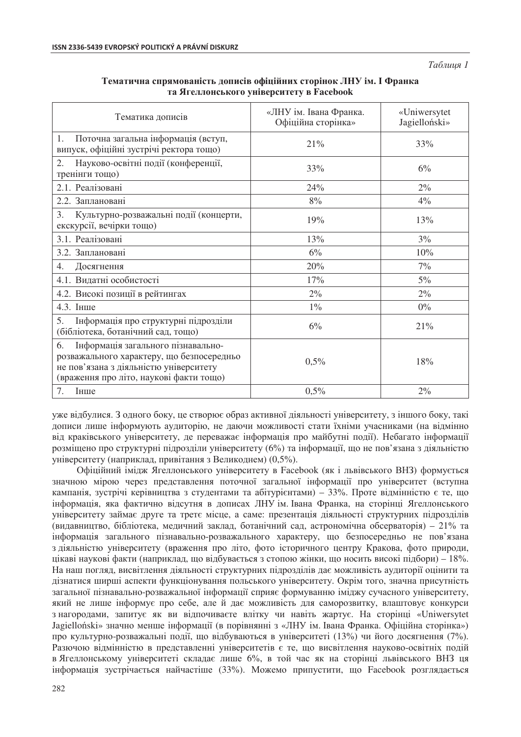*Таблиця 1*

**Тематична спрямованість дописів офіційних сторінок ЛНУ ім. І Франка та Ягеллонського університету в Facebook**

| Тематика дописів | «ЛНУ ім. Івана Франка. Офіційна сторінка» | «Uniwersytet Jagielloński» |
|---|---|---|
| 1. Поточна загальна інформація (вступ, випуск, офіційні зустрічі ректора тощо) | 21% | 33% |
| 2. Науково-освітні події (конференції, тренінги тощо) | 33% | 6% |
| 2.1. Реалізовані | 24% | 2% |
| 2.2. Заплановані | 8% | 4% |
| 3. Культурно-розважальні події (концерти, екскурсії, вечірки тощо) | 19% | 13% |
| 3.1. Реалізовані | 13% | 3% |
| 3.2. Заплановані | 6% | 10% |
| 4. Досягнення | 20% | 7% |
| 4.1. Видатні особистості | 17% | 5% |
| 4.2. Високі позиції в рейтингах | 2% | 2% |
| 4.3. Інше | 1% | 0% |
| 5. Інформація про структурні підрозділи (бібліотека, ботанічний сад, тощо) | 6% | 21% |
| 6. Інформація загального пізнавально-розважального характеру, що безпосередньо не пов'язана з діяльністю університету (враження про літо, наукові факти тощо) | 0,5% | 18% |
| 7. Інше | 0,5% | 2% |

уже відбулися. З одного боку, це створює образ активної діяльності університету, з іншого боку, такі дописи лише інформують аудиторію, не даючи можливості стати їхніми учасниками (на відміну від краківського університету, де переважає інформація про майбутні події). Небагато інформації розміщено про структурні підрозділи університету (6%) та інформації, що не пов'язана з діяльністю університету (наприклад, привітання з Великоднем) (0,5%).

Офіційний імідж Ягеллонського університету в Facebook (як і львівського ВНЗ) формується значною мірою через представлення поточної загальної інформації про університет (вступна кампанія, зустрічі керівництва з студентами та абітурієнтами) – 33%. Проте відмінністю є те, що інформація, яка фактично відсутня в дописах ЛНУ ім. Івана Франка, на сторінці Ягеллонського університету займає друге та третє місце, а саме: презентація діяльності структурних підрозділів (видавництво, бібліотека, медичний заклад, ботанічний сад, астрономічна обсерваторія) – 21% та інформація загального пізнавально-розважального характеру, що безпосередньо не пов'язана з діяльністю університету (враження про літо, фото історичного центру Кракова, фото природи, цікаві наукові факти (наприклад, що відбувається з стопою жінки, що носить високі підбори) – 18%. На наш погляд, висвітлення діяльності структурних підрозділів дає можливість аудиторії оцінити та дізнатися ширші аспекти функціонування польського університету. Окрім того, значна присутність загальної пізнавально-розважальної інформації сприяє формуванню іміджу сучасного університету, який не лише інформує про себе, але й дає можливість для саморозвитку, влаштовує конкурси з нагородами, запитує як ви відпочиваєте влітку чи навіть жартує. На сторінці «Uniwersytet Jagielloński» значно менше інформації (в порівнянні з «ЛНУ ім. Івана Франка. Офіційна сторінка») про культурно-розважальні події, що відбуваються в університеті (13%) чи його досягнення (7%). Разючою відмінністю в представленні університетів є те, що висвітлення науково-освітніх подій в Ягеллонському університеті складає лише 6%, в той час як на сторінці львівського ВНЗ ця інформація зустрічається найчастіше (33%). Можемо припустити, що Facebook розглядається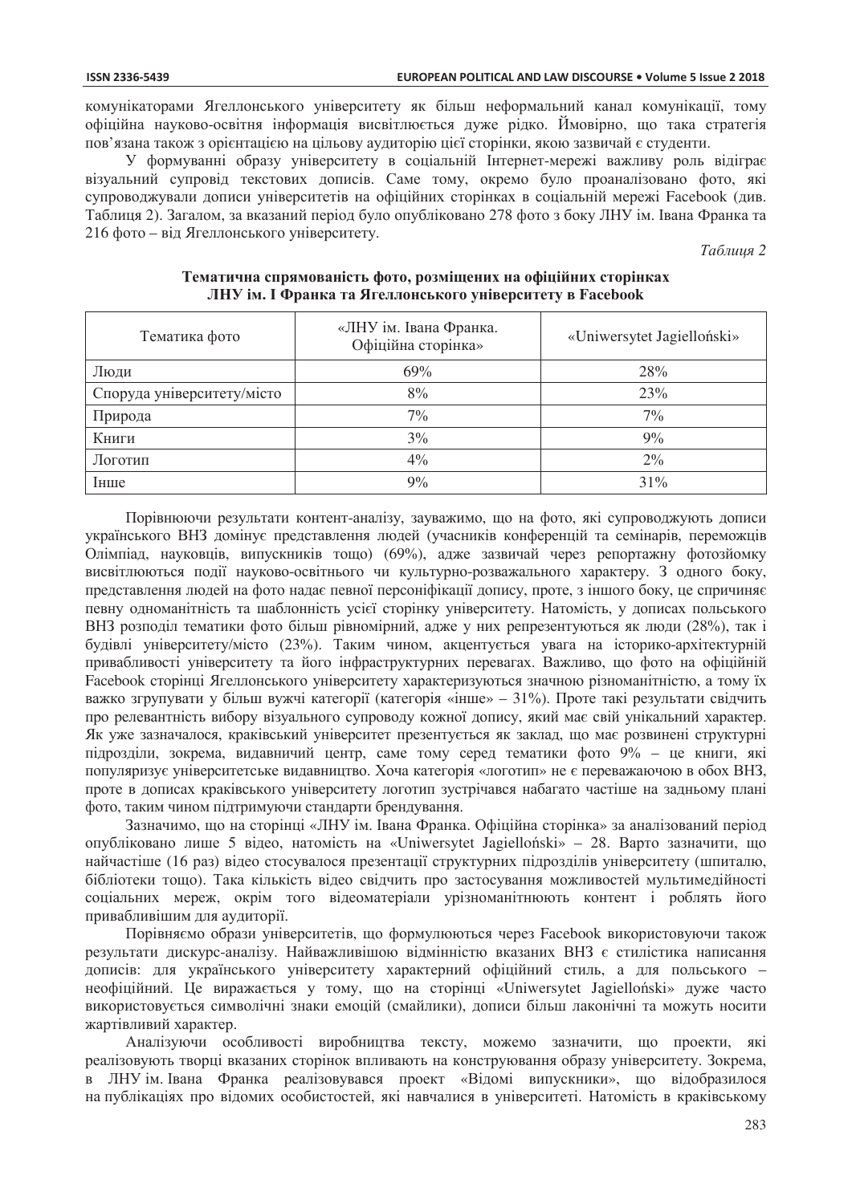комунікаторами Ягеллонського університету як більш неформальний канал комунікації, тому офіційна науково-освітня інформація висвітлюється дуже рідко. Ймовірно, що така стратегія пов'язана також з орієнтацією на цільову аудиторію цієї сторінки, якою зазвичай є студенти.

У формуванні образу університету в соціальній Інтернет-мережі важливу роль відіграє візуальний супровід текстових дописів. Саме тому, окремо було проаналізовано фото, які супроводжували дописи університетів на офіційних сторінках в соціальній мережі Facebook (див. Таблиця 2). Загалом, за вказаний період було опубліковано 278 фото з боку ЛНУ ім. Івана Франка та 216 фото – від Ягеллонського університету.

*Таблиця 2*

**Тематична спрямованість фото, розміщених на офіційних сторінках ЛНУ ім. І Франка та Ягеллонського університету в Facebook**

| Тематика фото | «ЛНУ ім. Івана Франка. Офіційна сторінка» | «Uniwersytet Jagielloński» |
|---|---|---|
| Люди | 69% | 28% |
| Споруда університету/місто | 8% | 23% |
| Природа | 7% | 7% |
| Книги | 3% | 9% |
| Логотип | 4% | 2% |
| Інше | 9% | 31% |

Порівнюючи результати контент-аналізу, зауважимо, що на фото, які супроводжують дописи українського ВНЗ домінує представлення людей (учасників конференцій та семінарів, переможців Олімпіад, науковців, випускників тощо) (69%), адже зазвичай через репортажну фотозйомку висвітлюються події науково-освітнього чи культурно-розважального характеру. З одного боку, представлення людей на фото надає певної персоніфікації допису, проте, з іншого боку, це спричиняє певну одноманітність та шаблонність усієї сторінку університету. Натомість, у дописах польського ВНЗ розподіл тематики фото більш рівномірний, адже у них репрезентуються як люди (28%), так і будівлі університету/місто (23%). Таким чином, акцентується увага на історико-архітектурній привабливості університету та його інфраструктурних перевагах. Важливо, що фото на офіційній Facebook сторінці Ягеллонського університету характеризуються значною різноманітністю, а тому їх важко згрупувати у більш вужчі категорії (категорія «інше» – 31%). Проте такі результати свідчить про релевантність вибору візуального супроводу кожної дописи, який має свій унікальний характер. Як уже зазначалося, краківський університет презентується як заклад, що має розвинені структурні підрозділи, зокрема, видавничий центр, саме тому серед тематики фото 9% – це книги, які популяризує університетське видавництво. Хоча категорія «логотип» не є переважаючою в обох ВНЗ, проте в дописах краківського університету логотип зустрічався набагато частіше на задньому плані фото, таким чином підтримуючи стандарти брендування.

Зазначимо, що на сторінці «ЛНУ ім. Івана Франка. Офіційна сторінка» за аналізований період опубліковано лише 5 відео, натомість на «Uniwersytet Jagielloński» – 28. Варто зазначити, що найчастіше (16 раз) відео стосувалося презентації структурних підрозділів університету (шпиталю, бібліотеки тощо). Така кількість відео свідчить про застосування можливостей мультимедійності соціальних мереж, окрім того відеоматеріали урізноманітнюють контент і роблять його привабливішим для аудиторії.

Порівняємо образи університетів, що формулюються через Facebook використовуючи також результати дискурс-аналізу. Найважливішою відмінністю вказаних ВНЗ є стилістика написання дописів: для українського університету характерний офіційний стиль, а для польського – неофіційний. Це виражається у тому, що на сторінці «Uniwersytet Jagielloński» дуже часто використовується символічні знаки емоцій (смайлики), дописи більш лаконічні та можуть носити жартівливий характер.

Аналізуючи особливості виробництва тексту, можемо зазначити, що проекти, які реалізовують творці вказаних сторінок впливають на конструювання образу університету. Зокрема, в ЛНУ ім. Івана Франка реалізовувався проект «Відомі випускники», що відобразилося на публікаціях про відомих особистостей, які навчалися в університеті. Натомість в краківському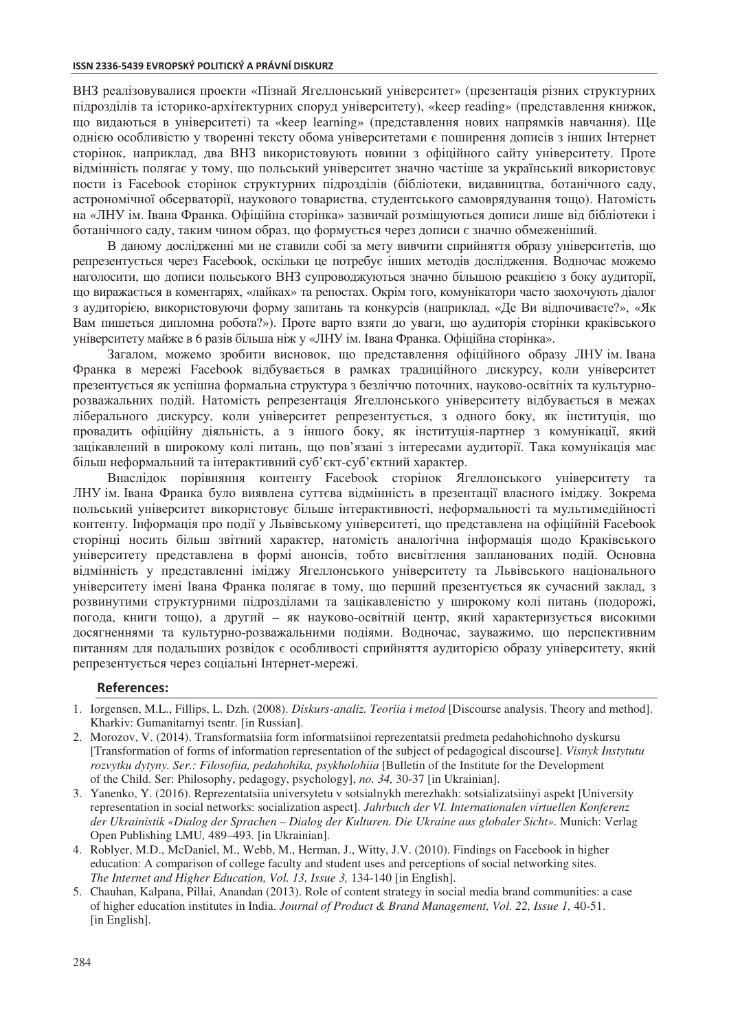ВНЗ реалізовувалися проекти «Пізнай Ягеллонський університет» (презентація різних структурних підрозділів та історико-архітектурних споруд університету), «keep reading» (представлення книжок, що видаються в університеті) та «keep learning» (представлення нових напрямків навчання). Ще однією особливістю у творенні тексту обома університетами є поширення дописів з інших Інтернет сторінок, наприклад, два ВНЗ використовують новини з офіційного сайту університету. Проте відмінність полягає у тому, що польський університет значно частіше за український використовує пости із Facebook сторінок структурних підрозділів (бібліотеки, видавництва, ботанічного саду, астрономічної обсерваторії, наукового товариства, студентського самоврядування тощо). Натомість на «ЛНУ ім. Івана Франка. Офіційна сторінка» зазвичай розміщуються дописи лише від бібліотеки і ботанічного саду, таким чином образ, що формується через дописи є значно обмеженіший.

В даному дослідженні ми не ставили собі за мету вивчити сприйняття образу університетів, що репрезентується через Facebook, оскільки це потребує інших методів дослідження. Водночас можемо наголосити, що дописи польського ВНЗ супроводжуються значно більшою реакцією з боку аудиторії, що виражається в коментарях, «лайках» та репостах. Окрім того, комунікатори часто заохочують діалог з аудиторією, використовуючи форму запитань та конкурсів (наприклад, «Де Ви відпочиваєте?», «Як Вам пишеться дипломна робота?»). Проте варто взяти до уваги, що аудиторія сторінки краківського університету майже в 6 разів більша ніж у «ЛНУ ім. Івана Франка. Офіційна сторінка».

Загалом, можемо зробити висновок, що представлення офіційного образу ЛНУ ім. Івана Франка в мережі Facebook відбувається в рамках традиційного дискурсу, коли університет презентується як успішна формальна структура з безліччю поточних, науково-освітніх та культурно-розважальних подій. Натомість репрезентація Ягеллонського університету відбувається в межах ліберального дискурсу, коли університет репрезентується, з одного боку, як інституція, що провадить офіційну діяльність, а з іншого боку, як інституція-партнер з комунікації, який зацікавлений в широкому колі питань, що пов'язані з інтересами аудиторії. Така комунікація має більш неформальний та інтерактивний суб'єкт-суб'єктний характер.

Внаслідок порівняння контенту Facebook сторінок Ягеллонського університету та ЛНУ ім. Івана Франка було виявлена суттєва відмінність в презентації власного іміджу. Зокрема польський університет використовує більше інтерактивності, неформальності та мультимедійності контенту. Інформація про події у Львівському університеті, що представлена на офіційній Facebook сторінці носить більш звітний характер, натомість аналогічна інформація щодо Краківського університету представлена в формі анонсів, тобто висвітлення запланованих подій. Основна відмінність у представленні іміджу Ягеллонського університету та Львівського національного університету імені Івана Франка полягає в тому, що перший презентується як сучасний заклад, з розвинутими структурними підрозділами та зацікавленістю у широкому колі питань (подорожі, погода, книги тощо), а другий – як науково-освітній центр, який характеризується високими досягненнями та культурно-розважальними подіями. Водночас, зауважимо, що перспективним питанням для подальших розвідок є особливості сприйняття аудиторією образу університету, який репрезентується через соціальні Інтернет-мережі.

## References:

1. Iorgensen, M.L., Fillips, L. Dzh. (2008). *Diskurs-analiz. Teoriia i metod* [Discourse analysis. Theory and method]. Kharkiv: Gumanitarnyi tsentr. [in Russian].
2. Morozov, V. (2014). Transformatsiia form informatsiinoi reprezentatsii predmeta pedahohichnoho dyskursu [Transformation of forms of information representation of the subject of pedagogical discourse]. *Visnyk Instytutu rozvytku dytyny. Ser.: Filosofiia, pedahohika, psykholohiia* [Bulletin of the Institute for the Development of the Child. Ser: Philosophy, pedagogy, psychology], *no. 34,* 30-37 [in Ukrainian].
3. Yanenko, Y. (2016). Reprezentatsiia universytetu v sotsialnykh merezhakh: sotsializatsiinyi aspekt [University representation in social networks: socialization aspect]. *Jahrbuch der VI. Internationalen virtuellen Konferenz der Ukrainistik «Dialog der Sprachen – Dialog der Kulturen. Die Ukraine aus globaler Sicht».* Munich: Verlag Open Publishing LMU*,* 489–493*.* [in Ukrainian].
4. Roblyer, M.D., McDaniel, M., Webb, M., Herman, J., Witty, J.V. (2010). Findings on Facebook in higher education: A comparison of college faculty and student uses and perceptions of social networking sites. *The Internet and Higher Education, Vol. 13, Issue 3,* 134-140 [in English].
5. Chauhan, Kalpana, Pillai, Anandan (2013). Role of content strategy in social media brand communities: a case of higher education institutes in India. *Journal of Product & Brand Management, Vol. 22, Issue 1,* 40-51. [in English].